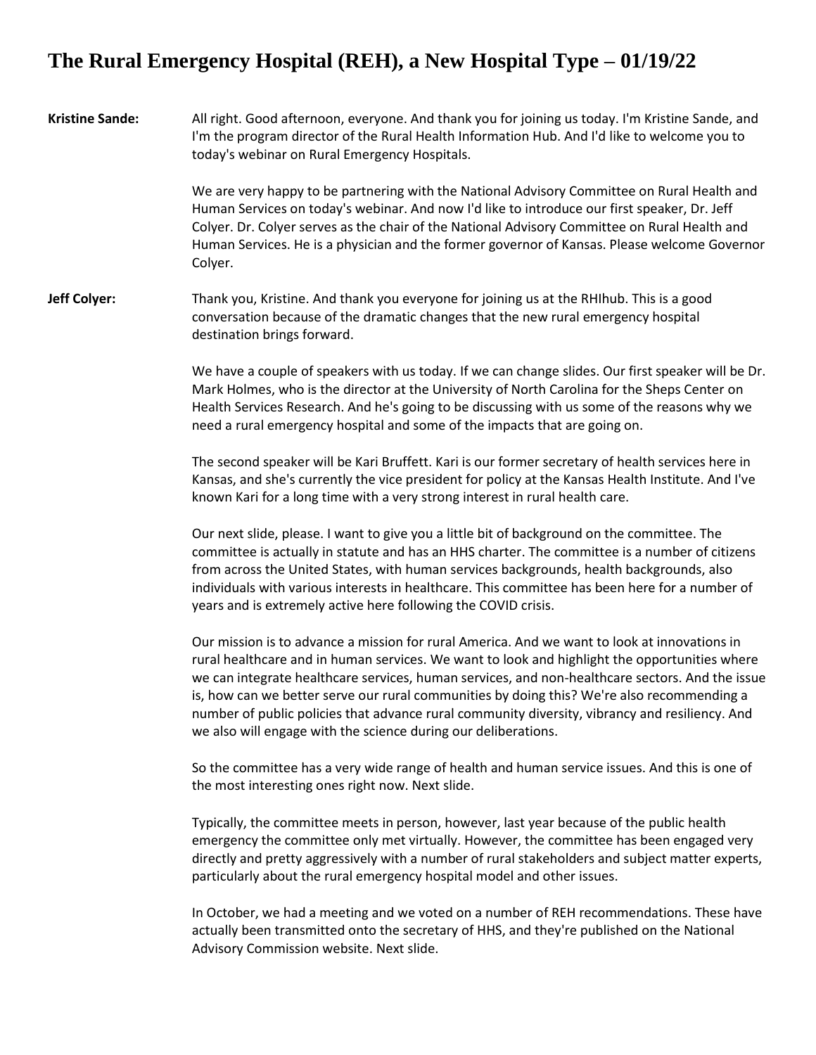# The Rural Emergency Hospital (REH), a New Hospital Type – 01/19/22

**Kristine Sande:** All right. Good afternoon, everyone. And thank you for joining us today. I'm Kristine Sande, and I'm the program director of the Rural Health Information Hub. And I'd like to welcome you to today's webinar on Rural Emergency Hospitals.

We are very happy to be partnering with the National Advisory Committee on Rural Health and Human Services on today's webinar. And now I'd like to introduce our first speaker, Dr. Jeff Colyer. Dr. Colyer serves as the chair of the National Advisory Committee on Rural Health and Human Services. He is a physician and the former governor of Kansas. Please welcome Governor Colyer.

**Jeff Colyer:** Thank you, Kristine. And thank you everyone for joining us at the RHIhub. This is a good conversation because of the dramatic changes that the new rural emergency hospital destination brings forward.

We have a couple of speakers with us today. If we can change slides. Our first speaker will be Dr. Mark Holmes, who is the director at the University of North Carolina for the Sheps Center on Health Services Research. And he's going to be discussing with us some of the reasons why we need a rural emergency hospital and some of the impacts that are going on.

The second speaker will be Kari Bruffett. Kari is our former secretary of health services here in Kansas, and she's currently the vice president for policy at the Kansas Health Institute. And I've known Kari for a long time with a very strong interest in rural health care.

Our next slide, please. I want to give you a little bit of background on the committee. The committee is actually in statute and has an HHS charter. The committee is a number of citizens from across the United States, with human services backgrounds, health backgrounds, also individuals with various interests in healthcare. This committee has been here for a number of years and is extremely active here following the COVID crisis.

Our mission is to advance a mission for rural America. And we want to look at innovations in rural healthcare and in human services. We want to look and highlight the opportunities where we can integrate healthcare services, human services, and non-healthcare sectors. And the issue is, how can we better serve our rural communities by doing this? We're also recommending a number of public policies that advance rural community diversity, vibrancy and resiliency. And we also will engage with the science during our deliberations.

So the committee has a very wide range of health and human service issues. And this is one of the most interesting ones right now. Next slide.

Typically, the committee meets in person, however, last year because of the public health emergency the committee only met virtually. However, the committee has been engaged very directly and pretty aggressively with a number of rural stakeholders and subject matter experts, particularly about the rural emergency hospital model and other issues.

In October, we had a meeting and we voted on a number of REH recommendations. These have actually been transmitted onto the secretary of HHS, and they're published on the National Advisory Commission website. Next slide.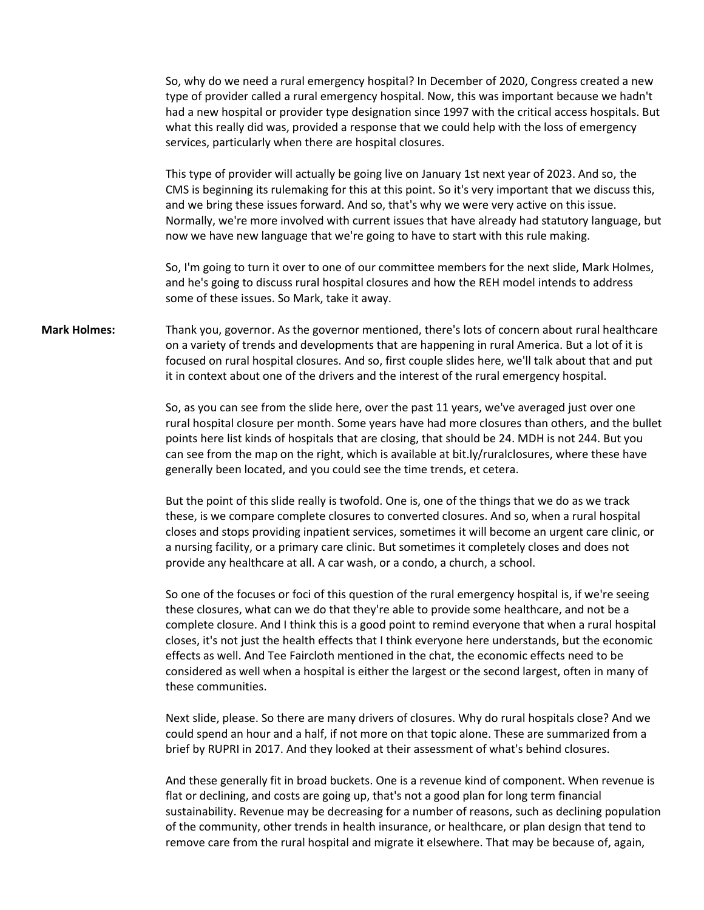So, why do we need a rural emergency hospital? In December of 2020, Congress created a new type of provider called a rural emergency hospital. Now, this was important because we hadn't had a new hospital or provider type designation since 1997 with the critical access hospitals. But what this really did was, provided a response that we could help with the loss of emergency services, particularly when there are hospital closures.

This type of provider will actually be going live on January 1st next year of 2023. And so, the CMS is beginning its rulemaking for this at this point. So it's very important that we discuss this, and we bring these issues forward. And so, that's why we were very active on this issue. Normally, we're more involved with current issues that have already had statutory language, but now we have new language that we're going to have to start with this rule making.

So, I'm going to turn it over to one of our committee members for the next slide, Mark Holmes, and he's going to discuss rural hospital closures and how the REH model intends to address some of these issues. So Mark, take it away.

**Mark Holmes:** Thank you, governor. As the governor mentioned, there's lots of concern about rural healthcare on a variety of trends and developments that are happening in rural America. But a lot of it is focused on rural hospital closures. And so, first couple slides here, we'll talk about that and put it in context about one of the drivers and the interest of the rural emergency hospital.

So, as you can see from the slide here, over the past 11 years, we've averaged just over one rural hospital closure per month. Some years have had more closures than others, and the bullet points here list kinds of hospitals that are closing, that should be 24. MDH is not 244. But you can see from the map on the right, which is available at bit.ly/ruralclosures, where these have generally been located, and you could see the time trends, et cetera.

But the point of this slide really is twofold. One is, one of the things that we do as we track these, is we compare complete closures to converted closures. And so, when a rural hospital closes and stops providing inpatient services, sometimes it will become an urgent care clinic, or a nursing facility, or a primary care clinic. But sometimes it completely closes and does not provide any healthcare at all. A car wash, or a condo, a church, a school.

So one of the focuses or foci of this question of the rural emergency hospital is, if we're seeing these closures, what can we do that they're able to provide some healthcare, and not be a complete closure. And I think this is a good point to remind everyone that when a rural hospital closes, it's not just the health effects that I think everyone here understands, but the economic effects as well. And Tee Faircloth mentioned in the chat, the economic effects need to be considered as well when a hospital is either the largest or the second largest, often in many of these communities.

Next slide, please. So there are many drivers of closures. Why do rural hospitals close? And we could spend an hour and a half, if not more on that topic alone. These are summarized from a brief by RUPRI in 2017. And they looked at their assessment of what's behind closures.

And these generally fit in broad buckets. One is a revenue kind of component. When revenue is flat or declining, and costs are going up, that's not a good plan for long term financial sustainability. Revenue may be decreasing for a number of reasons, such as declining population of the community, other trends in health insurance, or healthcare, or plan design that tend to remove care from the rural hospital and migrate it elsewhere. That may be because of, again,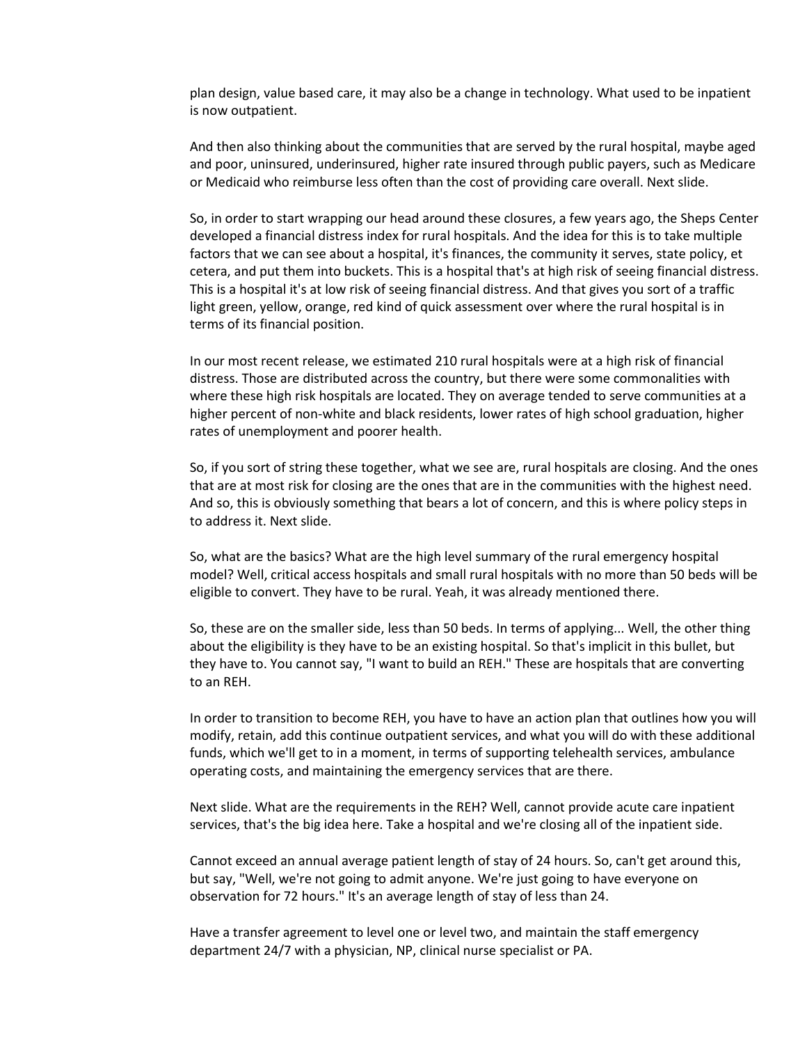plan design, value based care, it may also be a change in technology. What used to be inpatient is now outpatient.

And then also thinking about the communities that are served by the rural hospital, maybe aged and poor, uninsured, underinsured, higher rate insured through public payers, such as Medicare or Medicaid who reimburse less often than the cost of providing care overall. Next slide.

So, in order to start wrapping our head around these closures, a few years ago, the Sheps Center developed a financial distress index for rural hospitals. And the idea for this is to take multiple factors that we can see about a hospital, it's finances, the community it serves, state policy, et cetera, and put them into buckets. This is a hospital that's at high risk of seeing financial distress. This is a hospital it's at low risk of seeing financial distress. And that gives you sort of a traffic light green, yellow, orange, red kind of quick assessment over where the rural hospital is in terms of its financial position.

In our most recent release, we estimated 210 rural hospitals were at a high risk of financial distress. Those are distributed across the country, but there were some commonalities with where these high risk hospitals are located. They on average tended to serve communities at a higher percent of non-white and black residents, lower rates of high school graduation, higher rates of unemployment and poorer health.

So, if you sort of string these together, what we see are, rural hospitals are closing. And the ones that are at most risk for closing are the ones that are in the communities with the highest need. And so, this is obviously something that bears a lot of concern, and this is where policy steps in to address it. Next slide.

So, what are the basics? What are the high level summary of the rural emergency hospital model? Well, critical access hospitals and small rural hospitals with no more than 50 beds will be eligible to convert. They have to be rural. Yeah, it was already mentioned there.

So, these are on the smaller side, less than 50 beds. In terms of applying... Well, the other thing about the eligibility is they have to be an existing hospital. So that's implicit in this bullet, but they have to. You cannot say, "I want to build an REH." These are hospitals that are converting to an REH.

In order to transition to become REH, you have to have an action plan that outlines how you will modify, retain, add this continue outpatient services, and what you will do with these additional funds, which we'll get to in a moment, in terms of supporting telehealth services, ambulance operating costs, and maintaining the emergency services that are there.

Next slide. What are the requirements in the REH? Well, cannot provide acute care inpatient services, that's the big idea here. Take a hospital and we're closing all of the inpatient side.

Cannot exceed an annual average patient length of stay of 24 hours. So, can't get around this, but say, "Well, we're not going to admit anyone. We're just going to have everyone on observation for 72 hours." It's an average length of stay of less than 24.

Have a transfer agreement to level one or level two, and maintain the staff emergency department 24/7 with a physician, NP, clinical nurse specialist or PA.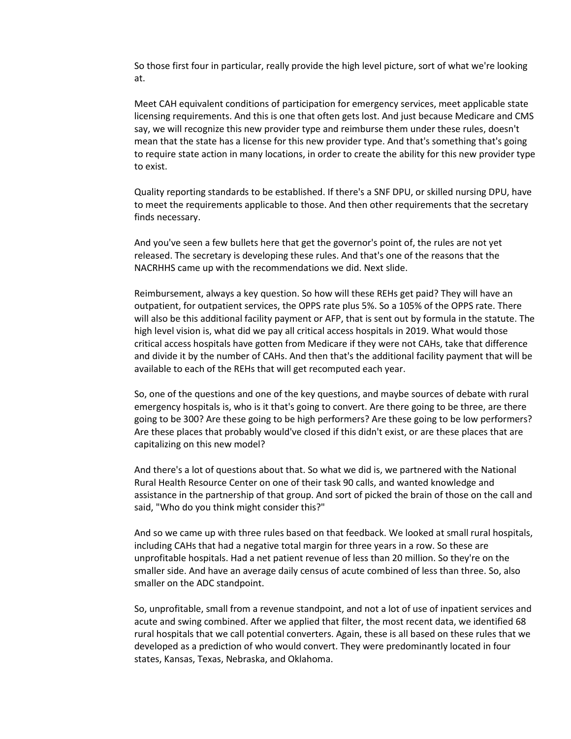So those first four in particular, really provide the high level picture, sort of what we're looking at.

Meet CAH equivalent conditions of participation for emergency services, meet applicable state licensing requirements. And this is one that often gets lost. And just because Medicare and CMS say, we will recognize this new provider type and reimburse them under these rules, doesn't mean that the state has a license for this new provider type. And that's something that's going to require state action in many locations, in order to create the ability for this new provider type to exist.

Quality reporting standards to be established. If there's a SNF DPU, or skilled nursing DPU, have to meet the requirements applicable to those. And then other requirements that the secretary finds necessary.

And you've seen a few bullets here that get the governor's point of, the rules are not yet released. The secretary is developing these rules. And that's one of the reasons that the NACRHHS came up with the recommendations we did. Next slide.

Reimbursement, always a key question. So how will these REHs get paid? They will have an outpatient, for outpatient services, the OPPS rate plus 5%. So a 105% of the OPPS rate. There will also be this additional facility payment or AFP, that is sent out by formula in the statute. The high level vision is, what did we pay all critical access hospitals in 2019. What would those critical access hospitals have gotten from Medicare if they were not CAHs, take that difference and divide it by the number of CAHs. And then that's the additional facility payment that will be available to each of the REHs that will get recomputed each year.

So, one of the questions and one of the key questions, and maybe sources of debate with rural emergency hospitals is, who is it that's going to convert. Are there going to be three, are there going to be 300? Are these going to be high performers? Are these going to be low performers? Are these places that probably would've closed if this didn't exist, or are these places that are capitalizing on this new model?

And there's a lot of questions about that. So what we did is, we partnered with the National Rural Health Resource Center on one of their task 90 calls, and wanted knowledge and assistance in the partnership of that group. And sort of picked the brain of those on the call and said, "Who do you think might consider this?"

And so we came up with three rules based on that feedback. We looked at small rural hospitals, including CAHs that had a negative total margin for three years in a row. So these are unprofitable hospitals. Had a net patient revenue of less than 20 million. So they're on the smaller side. And have an average daily census of acute combined of less than three. So, also smaller on the ADC standpoint.

So, unprofitable, small from a revenue standpoint, and not a lot of use of inpatient services and acute and swing combined. After we applied that filter, the most recent data, we identified 68 rural hospitals that we call potential converters. Again, these is all based on these rules that we developed as a prediction of who would convert. They were predominantly located in four states, Kansas, Texas, Nebraska, and Oklahoma.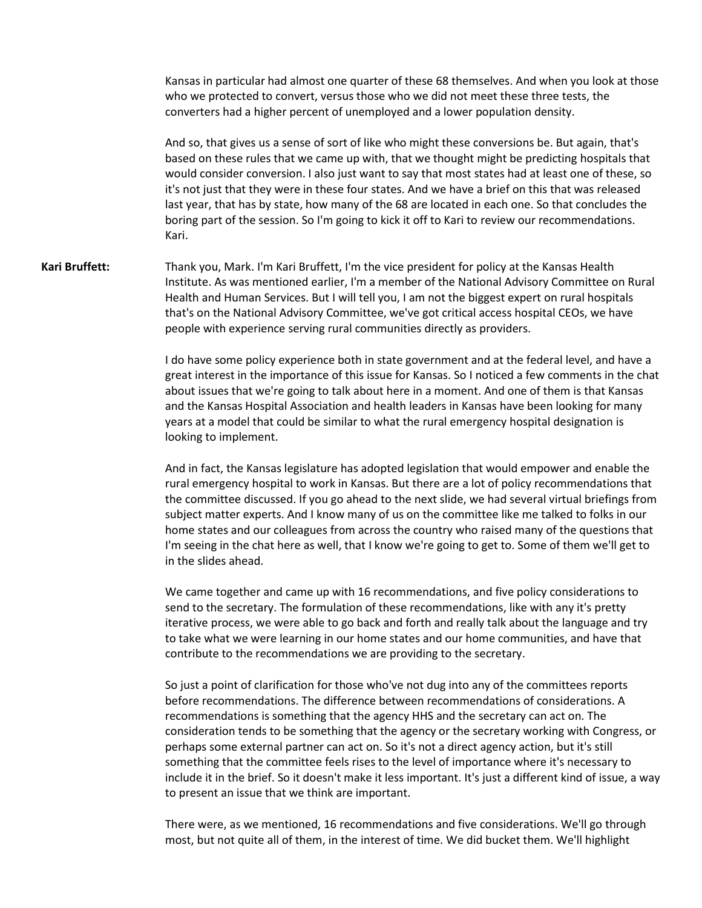Kansas in particular had almost one quarter of these 68 themselves. And when you look at those who we protected to convert, versus those who we did not meet these three tests, the converters had a higher percent of unemployed and a lower population density.

And so, that gives us a sense of sort of like who might these conversions be. But again, that's based on these rules that we came up with, that we thought might be predicting hospitals that would consider conversion. I also just want to say that most states had at least one of these, so it's not just that they were in these four states. And we have a brief on this that was released last year, that has by state, how many of the 68 are located in each one. So that concludes the boring part of the session. So I'm going to kick it off to Kari to review our recommendations. Kari.

**Kari Bruffett:** Thank you, Mark. I'm Kari Bruffett, I'm the vice president for policy at the Kansas Health Institute. As was mentioned earlier, I'm a member of the National Advisory Committee on Rural Health and Human Services. But I will tell you, I am not the biggest expert on rural hospitals that's on the National Advisory Committee, we've got critical access hospital CEOs, we have people with experience serving rural communities directly as providers.

I do have some policy experience both in state government and at the federal level, and have a great interest in the importance of this issue for Kansas. So I noticed a few comments in the chat about issues that we're going to talk about here in a moment. And one of them is that Kansas and the Kansas Hospital Association and health leaders in Kansas have been looking for many years at a model that could be similar to what the rural emergency hospital designation is looking to implement.

And in fact, the Kansas legislature has adopted legislation that would empower and enable the rural emergency hospital to work in Kansas. But there are a lot of policy recommendations that the committee discussed. If you go ahead to the next slide, we had several virtual briefings from subject matter experts. And I know many of us on the committee like me talked to folks in our home states and our colleagues from across the country who raised many of the questions that I'm seeing in the chat here as well, that I know we're going to get to. Some of them we'll get to in the slides ahead.

We came together and came up with 16 recommendations, and five policy considerations to send to the secretary. The formulation of these recommendations, like with any it's pretty iterative process, we were able to go back and forth and really talk about the language and try to take what we were learning in our home states and our home communities, and have that contribute to the recommendations we are providing to the secretary.

So just a point of clarification for those who've not dug into any of the committees reports before recommendations. The difference between recommendations of considerations. A recommendations is something that the agency HHS and the secretary can act on. The consideration tends to be something that the agency or the secretary working with Congress, or perhaps some external partner can act on. So it's not a direct agency action, but it's still something that the committee feels rises to the level of importance where it's necessary to include it in the brief. So it doesn't make it less important. It's just a different kind of issue, a way to present an issue that we think are important.

There were, as we mentioned, 16 recommendations and five considerations. We'll go through most, but not quite all of them, in the interest of time. We did bucket them. We'll highlight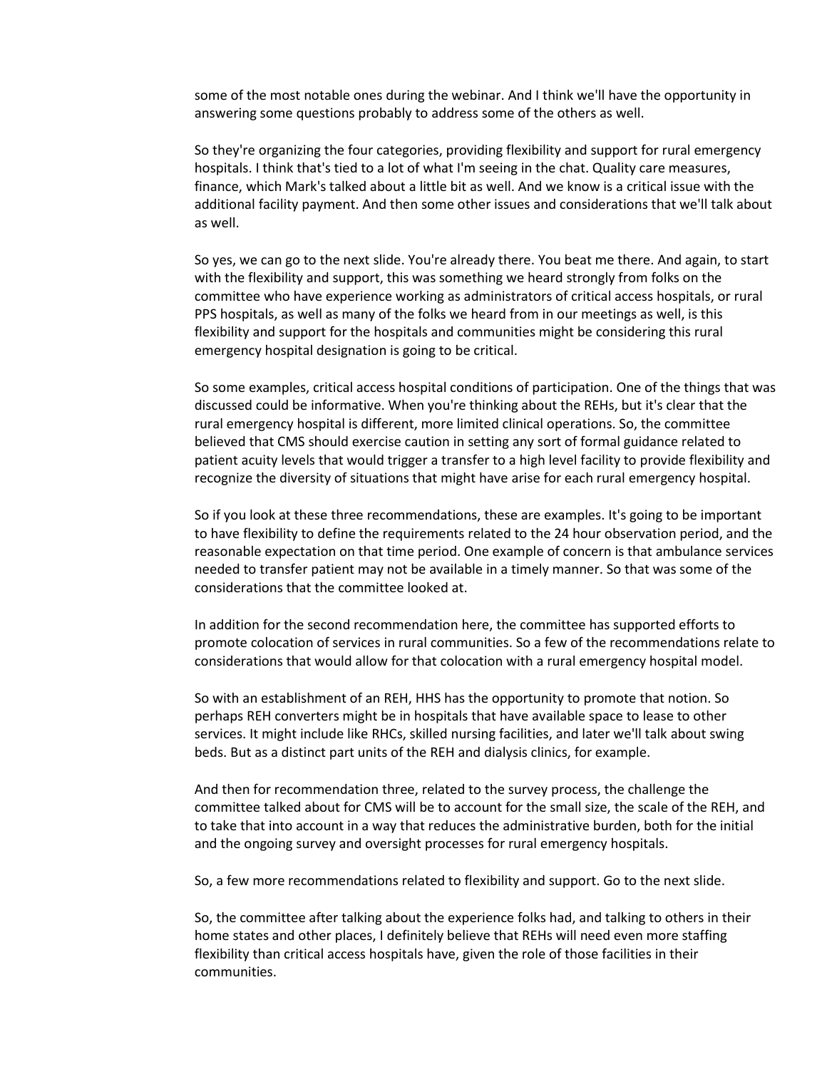some of the most notable ones during the webinar. And I think we'll have the opportunity in answering some questions probably to address some of the others as well.

So they're organizing the four categories, providing flexibility and support for rural emergency hospitals. I think that's tied to a lot of what I'm seeing in the chat. Quality care measures, finance, which Mark's talked about a little bit as well. And we know is a critical issue with the additional facility payment. And then some other issues and considerations that we'll talk about as well.

So yes, we can go to the next slide. You're already there. You beat me there. And again, to start with the flexibility and support, this was something we heard strongly from folks on the committee who have experience working as administrators of critical access hospitals, or rural PPS hospitals, as well as many of the folks we heard from in our meetings as well, is this flexibility and support for the hospitals and communities might be considering this rural emergency hospital designation is going to be critical.

So some examples, critical access hospital conditions of participation. One of the things that was discussed could be informative. When you're thinking about the REHs, but it's clear that the rural emergency hospital is different, more limited clinical operations. So, the committee believed that CMS should exercise caution in setting any sort of formal guidance related to patient acuity levels that would trigger a transfer to a high level facility to provide flexibility and recognize the diversity of situations that might have arise for each rural emergency hospital.

So if you look at these three recommendations, these are examples. It's going to be important to have flexibility to define the requirements related to the 24 hour observation period, and the reasonable expectation on that time period. One example of concern is that ambulance services needed to transfer patient may not be available in a timely manner. So that was some of the considerations that the committee looked at.

In addition for the second recommendation here, the committee has supported efforts to promote colocation of services in rural communities. So a few of the recommendations relate to considerations that would allow for that colocation with a rural emergency hospital model.

So with an establishment of an REH, HHS has the opportunity to promote that notion. So perhaps REH converters might be in hospitals that have available space to lease to other services. It might include like RHCs, skilled nursing facilities, and later we'll talk about swing beds. But as a distinct part units of the REH and dialysis clinics, for example.

And then for recommendation three, related to the survey process, the challenge the committee talked about for CMS will be to account for the small size, the scale of the REH, and to take that into account in a way that reduces the administrative burden, both for the initial and the ongoing survey and oversight processes for rural emergency hospitals.

So, a few more recommendations related to flexibility and support. Go to the next slide.

So, the committee after talking about the experience folks had, and talking to others in their home states and other places, I definitely believe that REHs will need even more staffing flexibility than critical access hospitals have, given the role of those facilities in their communities.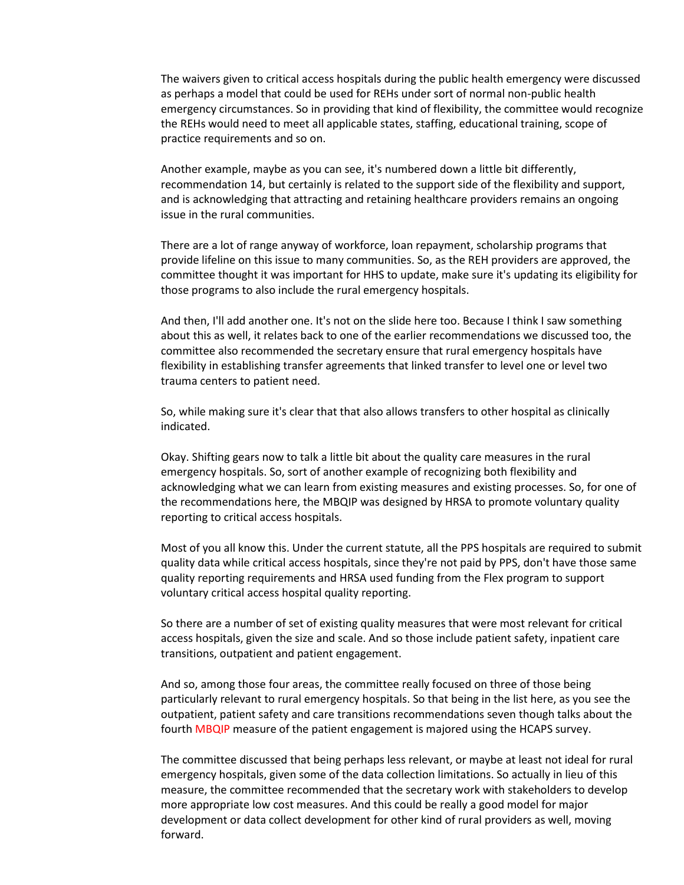The waivers given to critical access hospitals during the public health emergency were discussed as perhaps a model that could be used for REHs under sort of normal non-public health emergency circumstances. So in providing that kind of flexibility, the committee would recognize the REHs would need to meet all applicable states, staffing, educational training, scope of practice requirements and so on.

Another example, maybe as you can see, it's numbered down a little bit differently, recommendation 14, but certainly is related to the support side of the flexibility and support, and is acknowledging that attracting and retaining healthcare providers remains an ongoing issue in the rural communities.

There are a lot of range anyway of workforce, loan repayment, scholarship programs that provide lifeline on this issue to many communities. So, as the REH providers are approved, the committee thought it was important for HHS to update, make sure it's updating its eligibility for those programs to also include the rural emergency hospitals.

And then, I'll add another one. It's not on the slide here too. Because I think I saw something about this as well, it relates back to one of the earlier recommendations we discussed too, the committee also recommended the secretary ensure that rural emergency hospitals have flexibility in establishing transfer agreements that linked transfer to level one or level two trauma centers to patient need.

So, while making sure it's clear that that also allows transfers to other hospital as clinically indicated.

Okay. Shifting gears now to talk a little bit about the quality care measures in the rural emergency hospitals. So, sort of another example of recognizing both flexibility and acknowledging what we can learn from existing measures and existing processes. So, for one of the recommendations here, the MBQIP was designed by HRSA to promote voluntary quality reporting to critical access hospitals.

Most of you all know this. Under the current statute, all the PPS hospitals are required to submit quality data while critical access hospitals, since they're not paid by PPS, don't have those same quality reporting requirements and HRSA used funding from the Flex program to support voluntary critical access hospital quality reporting.

So there are a number of set of existing quality measures that were most relevant for critical access hospitals, given the size and scale. And so those include patient safety, inpatient care transitions, outpatient and patient engagement.

And so, among those four areas, the committee really focused on three of those being particularly relevant to rural emergency hospitals. So that being in the list here, as you see the outpatient, patient safety and care transitions recommendations seven though talks about the fourth MBQIP measure of the patient engagement is majored using the HCAPS survey.

The committee discussed that being perhaps less relevant, or maybe at least not ideal for rural emergency hospitals, given some of the data collection limitations. So actually in lieu of this measure, the committee recommended that the secretary work with stakeholders to develop more appropriate low cost measures. And this could be really a good model for major development or data collect development for other kind of rural providers as well, moving forward.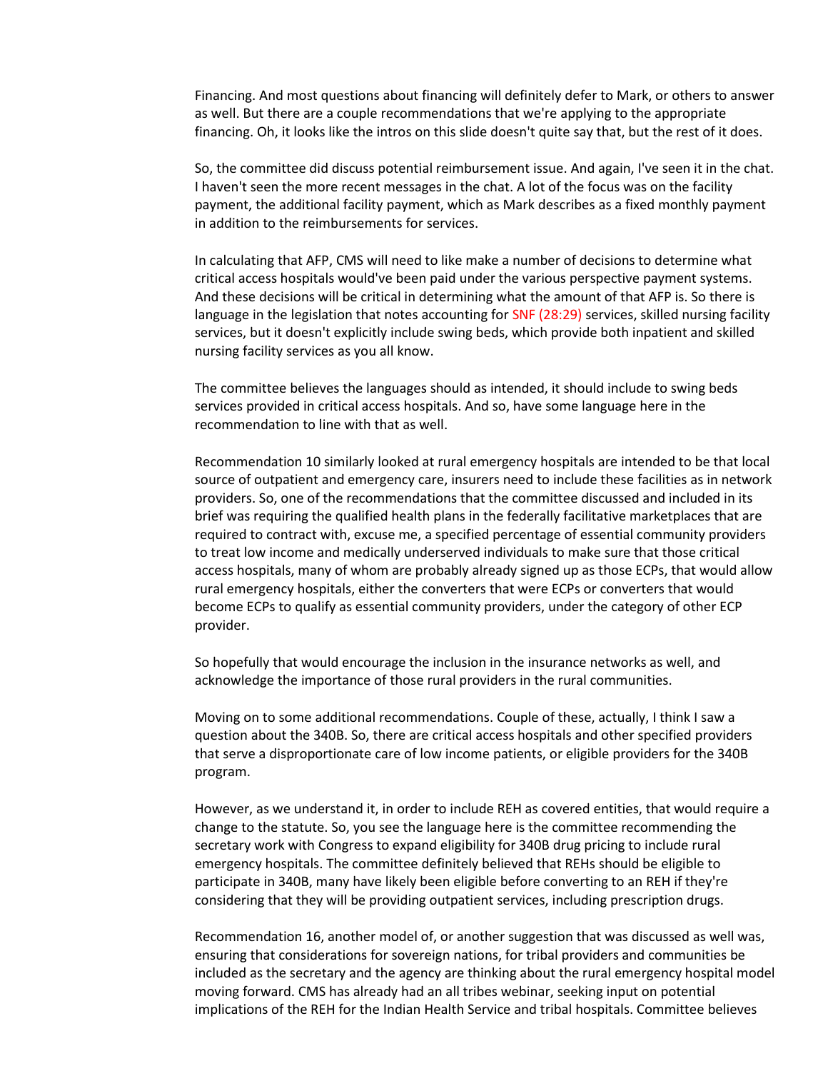Financing. And most questions about financing will definitely defer to Mark, or others to answer as well. But there are a couple recommendations that we're applying to the appropriate financing. Oh, it looks like the intros on this slide doesn't quite say that, but the rest of it does.

So, the committee did discuss potential reimbursement issue. And again, I've seen it in the chat. I haven't seen the more recent messages in the chat. A lot of the focus was on the facility payment, the additional facility payment, which as Mark describes as a fixed monthly payment in addition to the reimbursements for services.

In calculating that AFP, CMS will need to like make a number of decisions to determine what critical access hospitals would've been paid under the various perspective payment systems. And these decisions will be critical in determining what the amount of that AFP is. So there is language in the legislation that notes accounting for SNF (28:29) services, skilled nursing facility services, but it doesn't explicitly include swing beds, which provide both inpatient and skilled nursing facility services as you all know.

The committee believes the languages should as intended, it should include to swing beds services provided in critical access hospitals. And so, have some language here in the recommendation to line with that as well.

Recommendation 10 similarly looked at rural emergency hospitals are intended to be that local source of outpatient and emergency care, insurers need to include these facilities as in network providers. So, one of the recommendations that the committee discussed and included in its brief was requiring the qualified health plans in the federally facilitative marketplaces that are required to contract with, excuse me, a specified percentage of essential community providers to treat low income and medically underserved individuals to make sure that those critical access hospitals, many of whom are probably already signed up as those ECPs, that would allow rural emergency hospitals, either the converters that were ECPs or converters that would become ECPs to qualify as essential community providers, under the category of other ECP provider.

So hopefully that would encourage the inclusion in the insurance networks as well, and acknowledge the importance of those rural providers in the rural communities.

Moving on to some additional recommendations. Couple of these, actually, I think I saw a question about the 340B. So, there are critical access hospitals and other specified providers that serve a disproportionate care of low income patients, or eligible providers for the 340B program.

However, as we understand it, in order to include REH as covered entities, that would require a change to the statute. So, you see the language here is the committee recommending the secretary work with Congress to expand eligibility for 340B drug pricing to include rural emergency hospitals. The committee definitely believed that REHs should be eligible to participate in 340B, many have likely been eligible before converting to an REH if they're considering that they will be providing outpatient services, including prescription drugs.

Recommendation 16, another model of, or another suggestion that was discussed as well was, ensuring that considerations for sovereign nations, for tribal providers and communities be included as the secretary and the agency are thinking about the rural emergency hospital model moving forward. CMS has already had an all tribes webinar, seeking input on potential implications of the REH for the Indian Health Service and tribal hospitals. Committee believes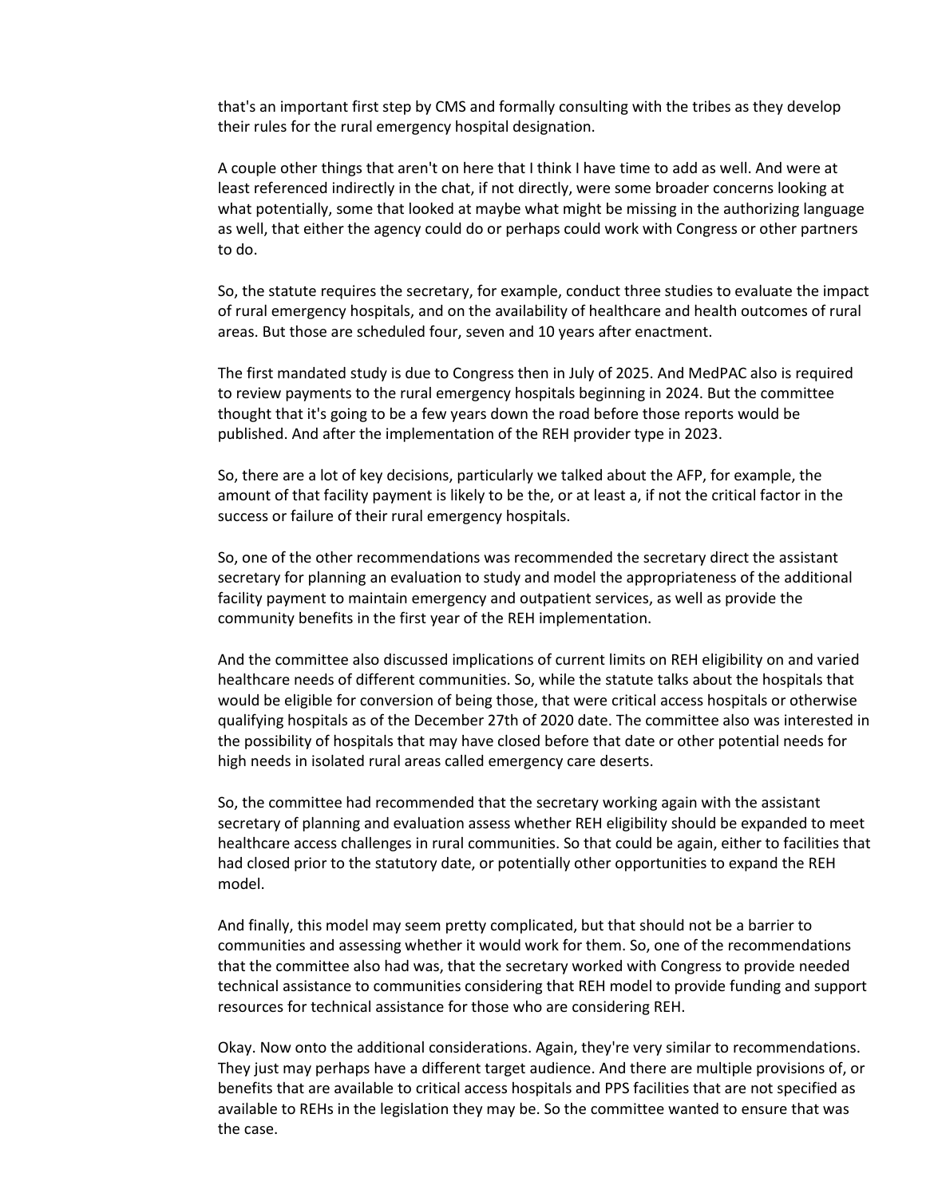that's an important first step by CMS and formally consulting with the tribes as they develop their rules for the rural emergency hospital designation.

A couple other things that aren't on here that I think I have time to add as well. And were at least referenced indirectly in the chat, if not directly, were some broader concerns looking at what potentially, some that looked at maybe what might be missing in the authorizing language as well, that either the agency could do or perhaps could work with Congress or other partners to do.

So, the statute requires the secretary, for example, conduct three studies to evaluate the impact of rural emergency hospitals, and on the availability of healthcare and health outcomes of rural areas. But those are scheduled four, seven and 10 years after enactment.

The first mandated study is due to Congress then in July of 2025. And MedPAC also is required to review payments to the rural emergency hospitals beginning in 2024. But the committee thought that it's going to be a few years down the road before those reports would be published. And after the implementation of the REH provider type in 2023.

So, there are a lot of key decisions, particularly we talked about the AFP, for example, the amount of that facility payment is likely to be the, or at least a, if not the critical factor in the success or failure of their rural emergency hospitals.

So, one of the other recommendations was recommended the secretary direct the assistant secretary for planning an evaluation to study and model the appropriateness of the additional facility payment to maintain emergency and outpatient services, as well as provide the community benefits in the first year of the REH implementation.

And the committee also discussed implications of current limits on REH eligibility on and varied healthcare needs of different communities. So, while the statute talks about the hospitals that would be eligible for conversion of being those, that were critical access hospitals or otherwise qualifying hospitals as of the December 27th of 2020 date. The committee also was interested in the possibility of hospitals that may have closed before that date or other potential needs for high needs in isolated rural areas called emergency care deserts.

So, the committee had recommended that the secretary working again with the assistant secretary of planning and evaluation assess whether REH eligibility should be expanded to meet healthcare access challenges in rural communities. So that could be again, either to facilities that had closed prior to the statutory date, or potentially other opportunities to expand the REH model.

And finally, this model may seem pretty complicated, but that should not be a barrier to communities and assessing whether it would work for them. So, one of the recommendations that the committee also had was, that the secretary worked with Congress to provide needed technical assistance to communities considering that REH model to provide funding and support resources for technical assistance for those who are considering REH.

Okay. Now onto the additional considerations. Again, they're very similar to recommendations. They just may perhaps have a different target audience. And there are multiple provisions of, or benefits that are available to critical access hospitals and PPS facilities that are not specified as available to REHs in the legislation they may be. So the committee wanted to ensure that was the case.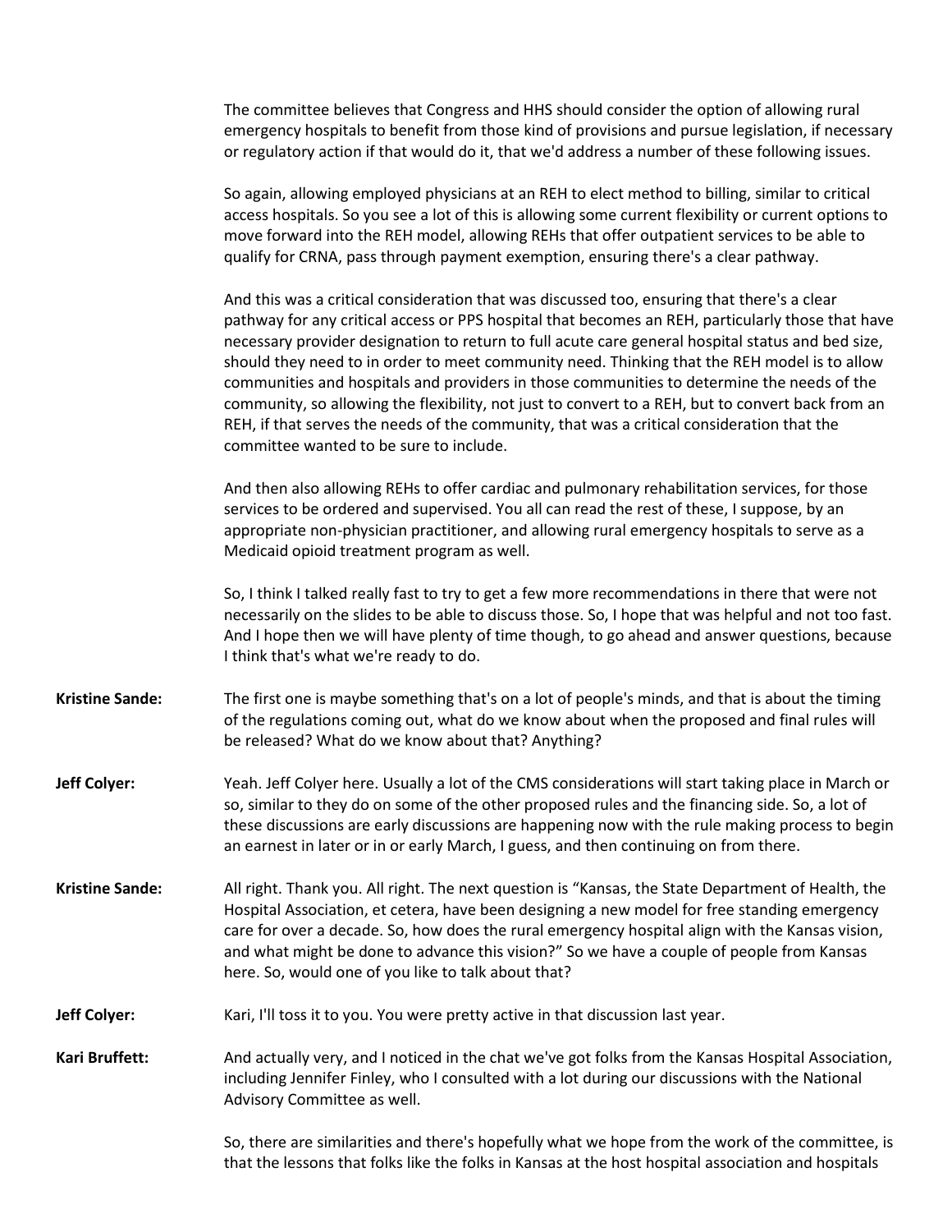The committee believes that Congress and HHS should consider the option of allowing rural emergency hospitals to benefit from those kind of provisions and pursue legislation, if necessary or regulatory action if that would do it, that we'd address a number of these following issues.

So again, allowing employed physicians at an REH to elect method to billing, similar to critical access hospitals. So you see a lot of this is allowing some current flexibility or current options to move forward into the REH model, allowing REHs that offer outpatient services to be able to qualify for CRNA, pass through payment exemption, ensuring there's a clear pathway.

And this was a critical consideration that was discussed too, ensuring that there's a clear pathway for any critical access or PPS hospital that becomes an REH, particularly those that have necessary provider designation to return to full acute care general hospital status and bed size, should they need to in order to meet community need. Thinking that the REH model is to allow communities and hospitals and providers in those communities to determine the needs of the community, so allowing the flexibility, not just to convert to a REH, but to convert back from an REH, if that serves the needs of the community, that was a critical consideration that the committee wanted to be sure to include.

And then also allowing REHs to offer cardiac and pulmonary rehabilitation services, for those services to be ordered and supervised. You all can read the rest of these, I suppose, by an appropriate non-physician practitioner, and allowing rural emergency hospitals to serve as a Medicaid opioid treatment program as well.

So, I think I talked really fast to try to get a few more recommendations in there that were not necessarily on the slides to be able to discuss those. So, I hope that was helpful and not too fast. And I hope then we will have plenty of time though, to go ahead and answer questions, because I think that's what we're ready to do.

**Kristine Sande:** The first one is maybe something that's on a lot of people's minds, and that is about the timing of the regulations coming out, what do we know about when the proposed and final rules will be released? What do we know about that? Anything?

**Jeff Colyer:** Yeah. Jeff Colyer here. Usually a lot of the CMS considerations will start taking place in March or so, similar to they do on some of the other proposed rules and the financing side. So, a lot of these discussions are early discussions are happening now with the rule making process to begin an earnest in later or in or early March, I guess, and then continuing on from there.

**Kristine Sande:** All right. Thank you. All right. The next question is "Kansas, the State Department of Health, the Hospital Association, et cetera, have been designing a new model for free standing emergency care for over a decade. So, how does the rural emergency hospital align with the Kansas vision, and what might be done to advance this vision?" So we have a couple of people from Kansas here. So, would one of you like to talk about that?

**Jeff Colyer:** Kari, I'll toss it to you. You were pretty active in that discussion last year.

**Kari Bruffett:** And actually very, and I noticed in the chat we've got folks from the Kansas Hospital Association, including Jennifer Finley, who I consulted with a lot during our discussions with the National Advisory Committee as well.

So, there are similarities and there's hopefully what we hope from the work of the committee, is that the lessons that folks like the folks in Kansas at the host hospital association and hospitals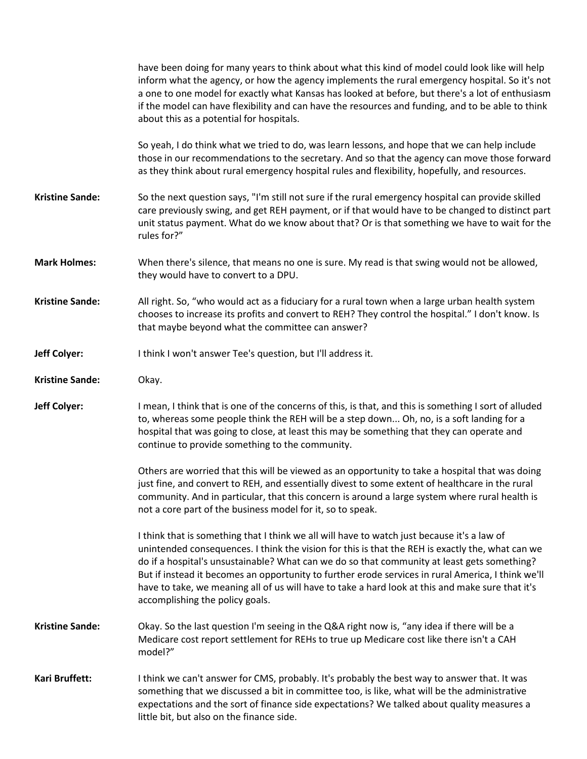have been doing for many years to think about what this kind of model could look like will help inform what the agency, or how the agency implements the rural emergency hospital. So it's not a one to one model for exactly what Kansas has looked at before, but there's a lot of enthusiasm if the model can have flexibility and can have the resources and funding, and to be able to think about this as a potential for hospitals.

So yeah, I do think what we tried to do, was learn lessons, and hope that we can help include those in our recommendations to the secretary. And so that the agency can move those forward as they think about rural emergency hospital rules and flexibility, hopefully, and resources.

**Kristine Sande:** So the next question says, "I'm still not sure if the rural emergency hospital can provide skilled care previously swing, and get REH payment, or if that would have to be changed to distinct part unit status payment. What do we know about that? Or is that something we have to wait for the rules for?"

**Mark Holmes:** When there's silence, that means no one is sure. My read is that swing would not be allowed, they would have to convert to a DPU.

**Kristine Sande:** All right. So, "who would act as a fiduciary for a rural town when a large urban health system chooses to increase its profits and convert to REH? They control the hospital." I don't know. Is that maybe beyond what the committee can answer?

**Jeff Colyer:** I think I won't answer Tee's question, but I'll address it.

**Kristine Sande:** Okay.

**Jeff Colyer:** I mean, I think that is one of the concerns of this, is that, and this is something I sort of alluded to, whereas some people think the REH will be a step down... Oh, no, is a soft landing for a hospital that was going to close, at least this may be something that they can operate and continue to provide something to the community.

Others are worried that this will be viewed as an opportunity to take a hospital that was doing just fine, and convert to REH, and essentially divest to some extent of healthcare in the rural community. And in particular, that this concern is around a large system where rural health is not a core part of the business model for it, so to speak.

I think that is something that I think we all will have to watch just because it's a law of unintended consequences. I think the vision for this is that the REH is exactly the, what can we do if a hospital's unsustainable? What can we do so that community at least gets something? But if instead it becomes an opportunity to further erode services in rural America, I think we'll have to take, we meaning all of us will have to take a hard look at this and make sure that it's accomplishing the policy goals.

**Kristine Sande:** Okay. So the last question I'm seeing in the Q&A right now is, "any idea if there will be a Medicare cost report settlement for REHs to true up Medicare cost like there isn't a CAH model?"

**Kari Bruffett:** I think we can't answer for CMS, probably. It's probably the best way to answer that. It was something that we discussed a bit in committee too, is like, what will be the administrative expectations and the sort of finance side expectations? We talked about quality measures a little bit, but also on the finance side.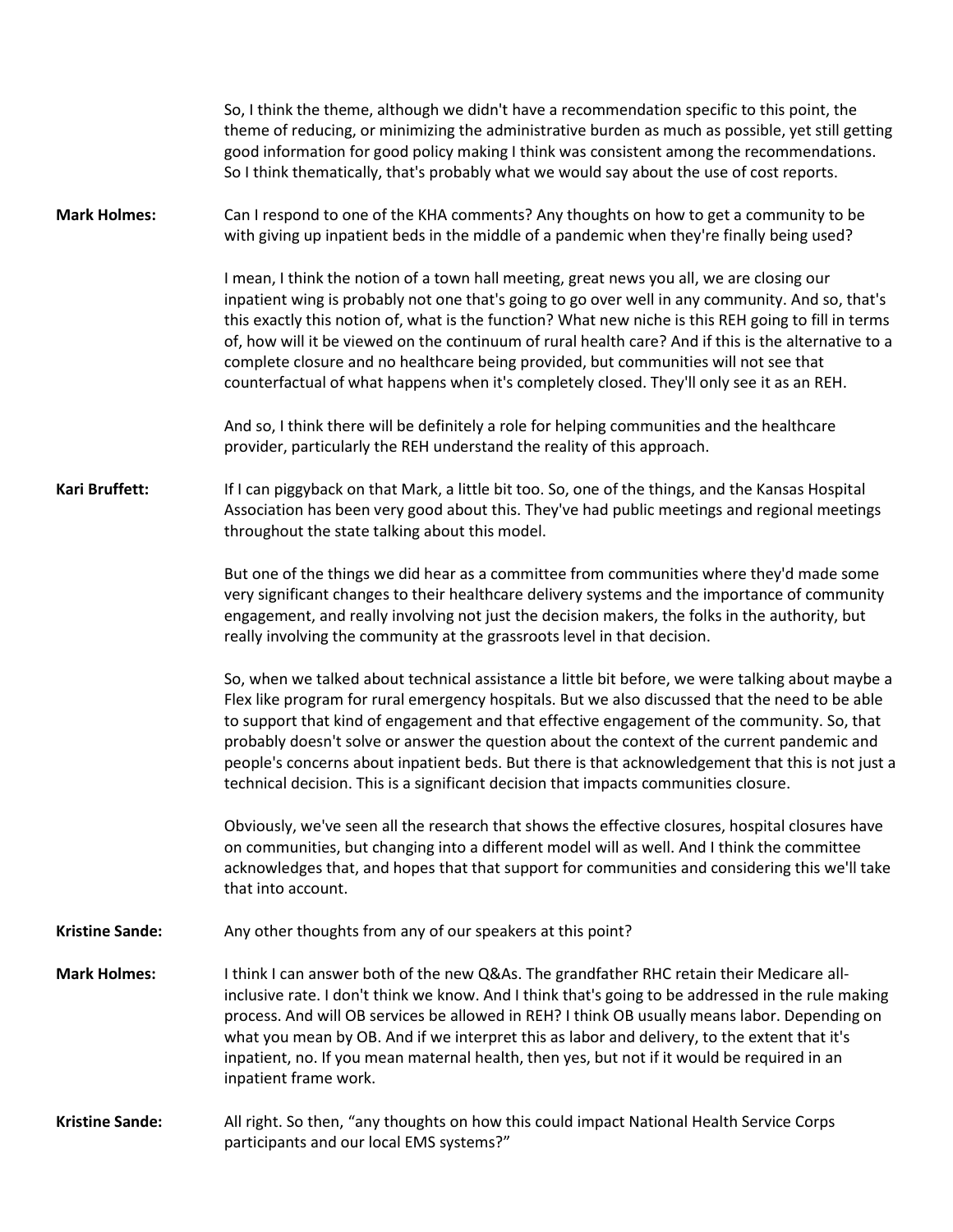So, I think the theme, although we didn't have a recommendation specific to this point, the theme of reducing, or minimizing the administrative burden as much as possible, yet still getting good information for good policy making I think was consistent among the recommendations. So I think thematically, that's probably what we would say about the use of cost reports.

**Mark Holmes:** Can I respond to one of the KHA comments? Any thoughts on how to get a community to be with giving up inpatient beds in the middle of a pandemic when they're finally being used?

I mean, I think the notion of a town hall meeting, great news you all, we are closing our inpatient wing is probably not one that's going to go over well in any community. And so, that's this exactly this notion of, what is the function? What new niche is this REH going to fill in terms of, how will it be viewed on the continuum of rural health care? And if this is the alternative to a complete closure and no healthcare being provided, but communities will not see that counterfactual of what happens when it's completely closed. They'll only see it as an REH.

And so, I think there will be definitely a role for helping communities and the healthcare provider, particularly the REH understand the reality of this approach.

**Kari Bruffett:** If I can piggyback on that Mark, a little bit too. So, one of the things, and the Kansas Hospital Association has been very good about this. They've had public meetings and regional meetings throughout the state talking about this model.

But one of the things we did hear as a committee from communities where they'd made some very significant changes to their healthcare delivery systems and the importance of community engagement, and really involving not just the decision makers, the folks in the authority, but really involving the community at the grassroots level in that decision.

So, when we talked about technical assistance a little bit before, we were talking about maybe a Flex like program for rural emergency hospitals. But we also discussed that the need to be able to support that kind of engagement and that effective engagement of the community. So, that probably doesn't solve or answer the question about the context of the current pandemic and people's concerns about inpatient beds. But there is that acknowledgement that this is not just a technical decision. This is a significant decision that impacts communities closure.

Obviously, we've seen all the research that shows the effective closures, hospital closures have on communities, but changing into a different model will as well. And I think the committee acknowledges that, and hopes that that support for communities and considering this we'll take that into account.

**Kristine Sande:** Any other thoughts from any of our speakers at this point?

**Mark Holmes:** I think I can answer both of the new Q&As. The grandfather RHC retain their Medicare all-inclusive rate. I don't think we know. And I think that's going to be addressed in the rule making process. And will OB services be allowed in REH? I think OB usually means labor. Depending on what you mean by OB. And if we interpret this as labor and delivery, to the extent that it's inpatient, no. If you mean maternal health, then yes, but not if it would be required in an inpatient frame work.

**Kristine Sande:** All right. So then, "any thoughts on how this could impact National Health Service Corps participants and our local EMS systems?"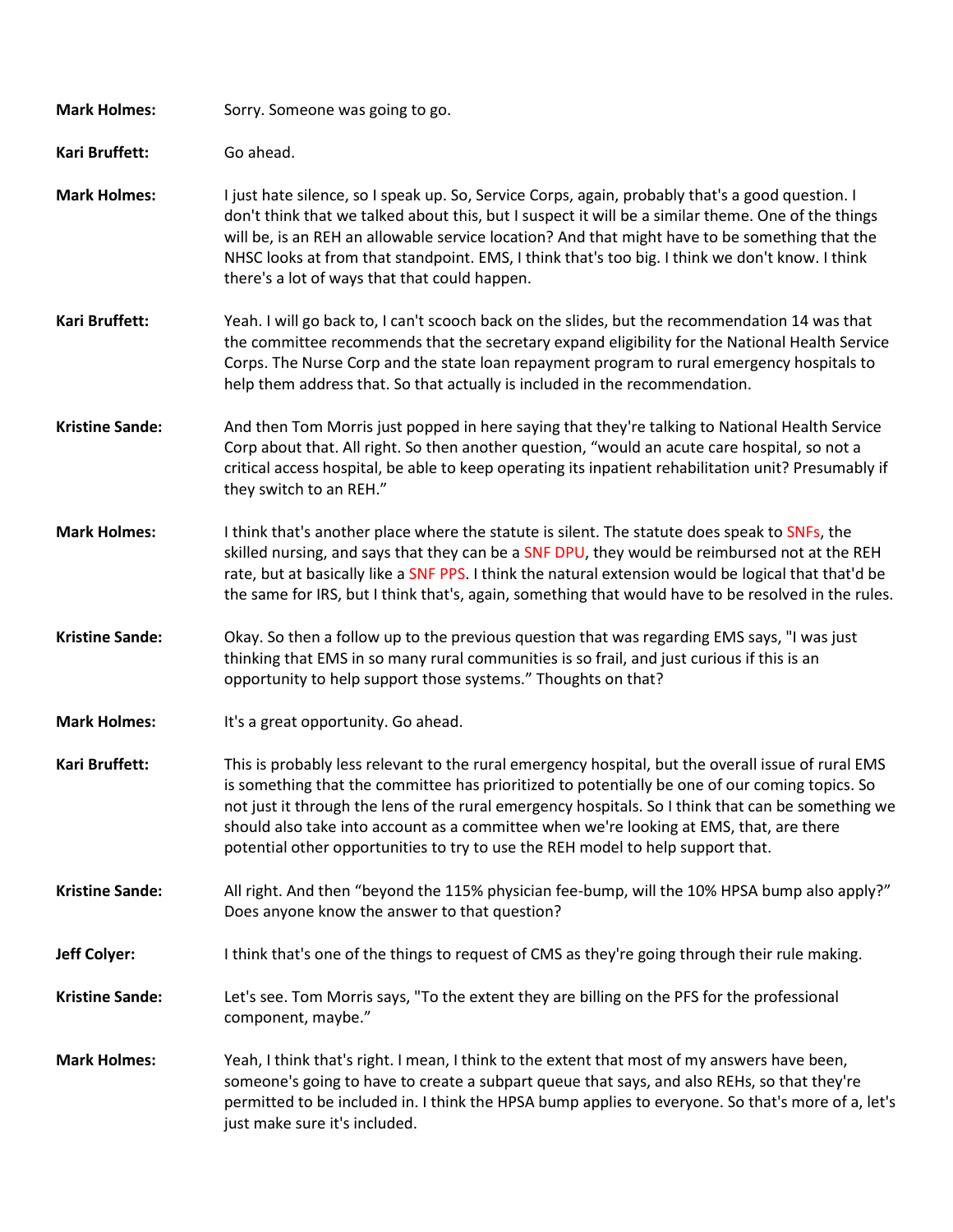**Mark Holmes:** Sorry. Someone was going to go.

**Kari Bruffett:** Go ahead.

**Mark Holmes:** I just hate silence, so I speak up. So, Service Corps, again, probably that's a good question. I don't think that we talked about this, but I suspect it will be a similar theme. One of the things will be, is an REH an allowable service location? And that might have to be something that the NHSC looks at from that standpoint. EMS, I think that's too big. I think we don't know. I think there's a lot of ways that that could happen.

**Kari Bruffett:** Yeah. I will go back to, I can't scooch back on the slides, but the recommendation 14 was that the committee recommends that the secretary expand eligibility for the National Health Service Corps. The Nurse Corp and the state loan repayment program to rural emergency hospitals to help them address that. So that actually is included in the recommendation.

**Kristine Sande:** And then Tom Morris just popped in here saying that they're talking to National Health Service Corp about that. All right. So then another question, "would an acute care hospital, so not a critical access hospital, be able to keep operating its inpatient rehabilitation unit? Presumably if they switch to an REH."

**Mark Holmes:** I think that's another place where the statute is silent. The statute does speak to SNFs, the skilled nursing, and says that they can be a SNF DPU, they would be reimbursed not at the REH rate, but at basically like a SNF PPS. I think the natural extension would be logical that that'd be the same for IRS, but I think that's, again, something that would have to be resolved in the rules.

**Kristine Sande:** Okay. So then a follow up to the previous question that was regarding EMS says, "I was just thinking that EMS in so many rural communities is so frail, and just curious if this is an opportunity to help support those systems." Thoughts on that?

**Mark Holmes:** It's a great opportunity. Go ahead.

**Kari Bruffett:** This is probably less relevant to the rural emergency hospital, but the overall issue of rural EMS is something that the committee has prioritized to potentially be one of our coming topics. So not just it through the lens of the rural emergency hospitals. So I think that can be something we should also take into account as a committee when we're looking at EMS, that, are there potential other opportunities to try to use the REH model to help support that.

**Kristine Sande:** All right. And then "beyond the 115% physician fee-bump, will the 10% HPSA bump also apply?" Does anyone know the answer to that question?

**Jeff Colyer:** I think that's one of the things to request of CMS as they're going through their rule making.

**Kristine Sande:** Let's see. Tom Morris says, "To the extent they are billing on the PFS for the professional component, maybe."

**Mark Holmes:** Yeah, I think that's right. I mean, I think to the extent that most of my answers have been, someone's going to have to create a subpart queue that says, and also REHs, so that they're permitted to be included in. I think the HPSA bump applies to everyone. So that's more of a, let's just make sure it's included.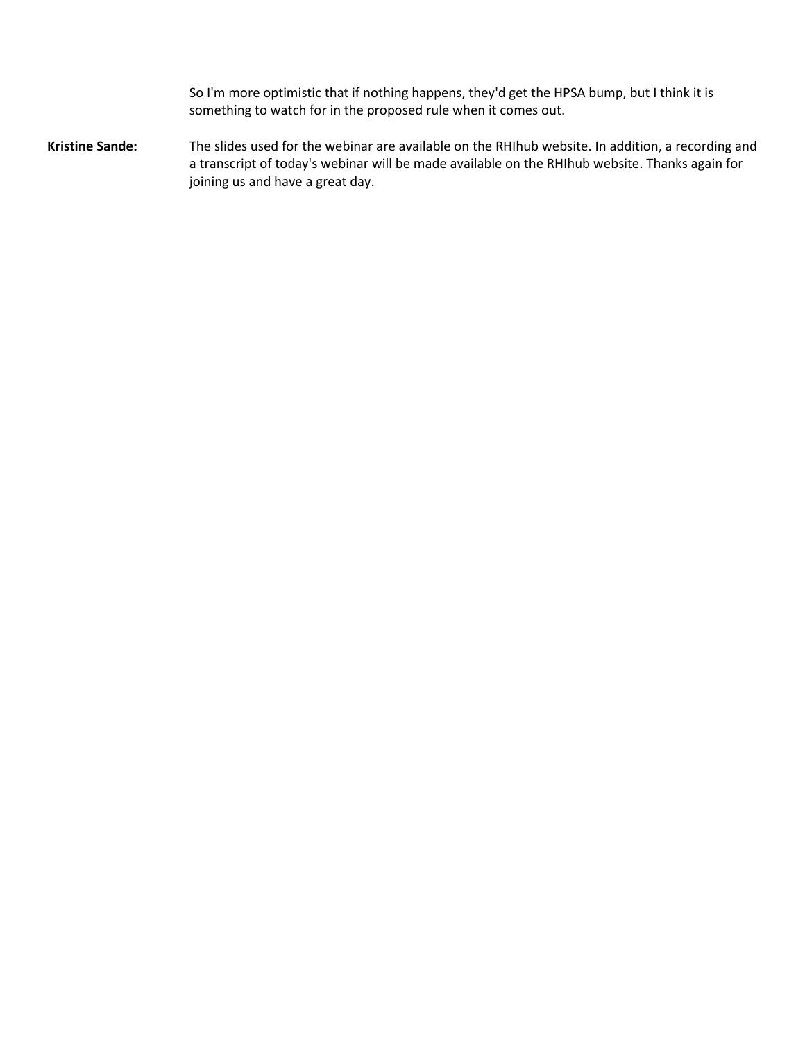So I'm more optimistic that if nothing happens, they'd get the HPSA bump, but I think it is something to watch for in the proposed rule when it comes out.

**Kristine Sande:** The slides used for the webinar are available on the RHIhub website. In addition, a recording and a transcript of today's webinar will be made available on the RHIhub website. Thanks again for joining us and have a great day.